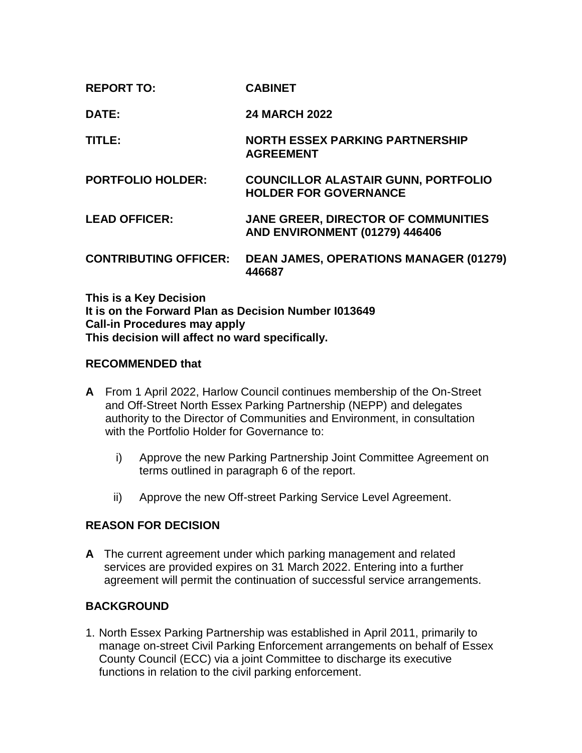**REPORT TO:** CABINET

**DATE:** 24 MARCH 2022

**TITLE:** NORTH ESSEX PARKING PARTNERSHIP AGREEMENT

**PORTFOLIO HOLDER:** COUNCILLOR ALASTAIR GUNN, PORTFOLIO HOLDER FOR GOVERNANCE

**LEAD OFFICER:** JANE GREER, DIRECTOR OF COMMUNITIES AND ENVIRONMENT (01279) 446406

**CONTRIBUTING OFFICER:** DEAN JAMES, OPERATIONS MANAGER (01279) 446687

**This is a Key Decision**
**It is on the Forward Plan as Decision Number I013649**
**Call-in Procedures may apply**
**This decision will affect no ward specifically.**

## RECOMMENDED that

**A** From 1 April 2022, Harlow Council continues membership of the On-Street and Off-Street North Essex Parking Partnership (NEPP) and delegates authority to the Director of Communities and Environment, in consultation with the Portfolio Holder for Governance to:

i) Approve the new Parking Partnership Joint Committee Agreement on terms outlined in paragraph 6 of the report.

ii) Approve the new Off-street Parking Service Level Agreement.

## REASON FOR DECISION

**A** The current agreement under which parking management and related services are provided expires on 31 March 2022. Entering into a further agreement will permit the continuation of successful service arrangements.

## BACKGROUND

1. North Essex Parking Partnership was established in April 2011, primarily to manage on-street Civil Parking Enforcement arrangements on behalf of Essex County Council (ECC) via a joint Committee to discharge its executive functions in relation to the civil parking enforcement.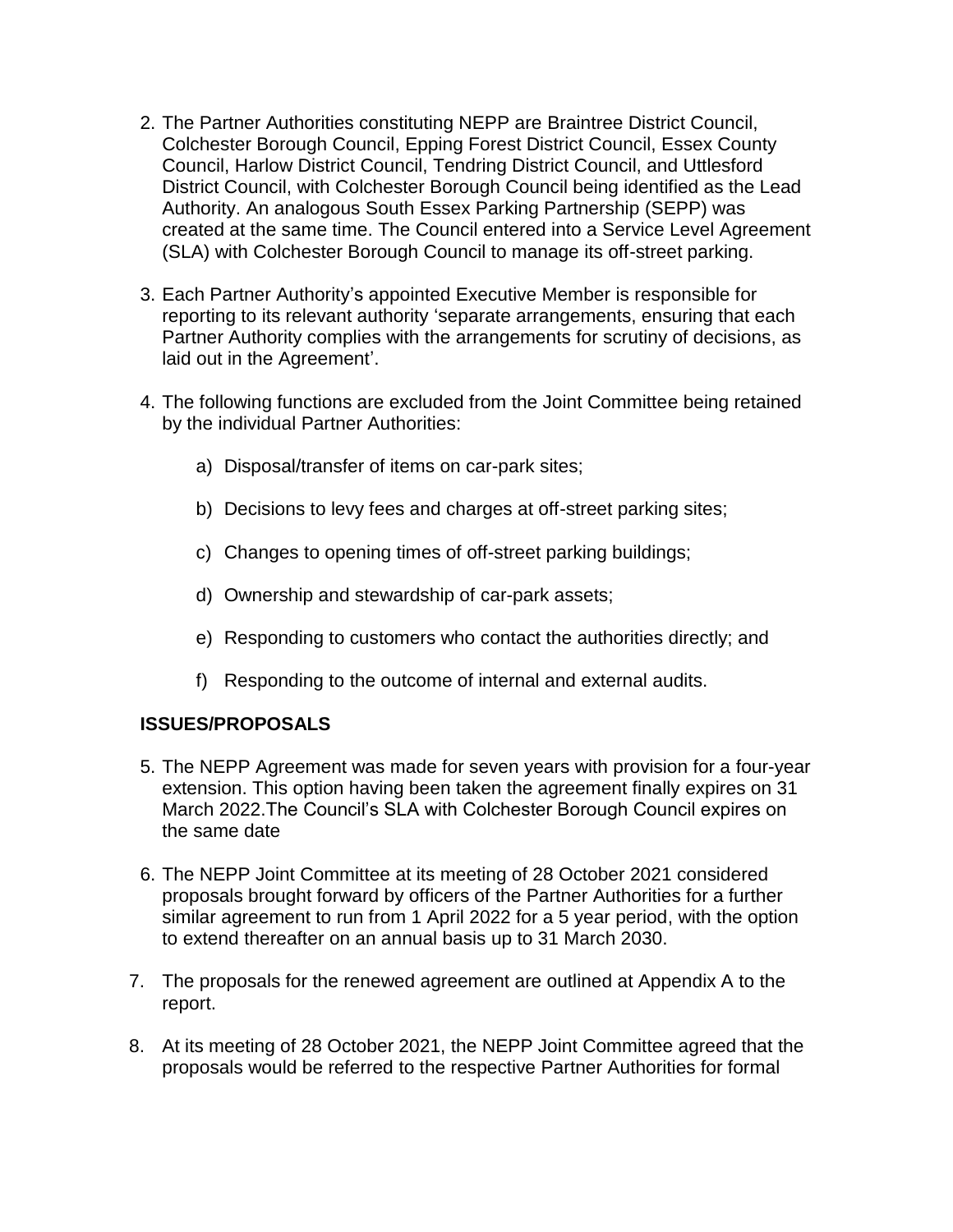2. The Partner Authorities constituting NEPP are Braintree District Council, Colchester Borough Council, Epping Forest District Council, Essex County Council, Harlow District Council, Tendring District Council, and Uttlesford District Council, with Colchester Borough Council being identified as the Lead Authority. An analogous South Essex Parking Partnership (SEPP) was created at the same time. The Council entered into a Service Level Agreement (SLA) with Colchester Borough Council to manage its off-street parking.

3. Each Partner Authority's appointed Executive Member is responsible for reporting to its relevant authority 'separate arrangements, ensuring that each Partner Authority complies with the arrangements for scrutiny of decisions, as laid out in the Agreement'.

4. The following functions are excluded from the Joint Committee being retained by the individual Partner Authorities:

   a) Disposal/transfer of items on car-park sites;

   b) Decisions to levy fees and charges at off-street parking sites;

   c) Changes to opening times of off-street parking buildings;

   d) Ownership and stewardship of car-park assets;

   e) Responding to customers who contact the authorities directly; and

   f) Responding to the outcome of internal and external audits.

**ISSUES/PROPOSALS**

5. The NEPP Agreement was made for seven years with provision for a four-year extension. This option having been taken the agreement finally expires on 31 March 2022.The Council's SLA with Colchester Borough Council expires on the same date

6. The NEPP Joint Committee at its meeting of 28 October 2021 considered proposals brought forward by officers of the Partner Authorities for a further similar agreement to run from 1 April 2022 for a 5 year period, with the option to extend thereafter on an annual basis up to 31 March 2030.

7. The proposals for the renewed agreement are outlined at Appendix A to the report.

8. At its meeting of 28 October 2021, the NEPP Joint Committee agreed that the proposals would be referred to the respective Partner Authorities for formal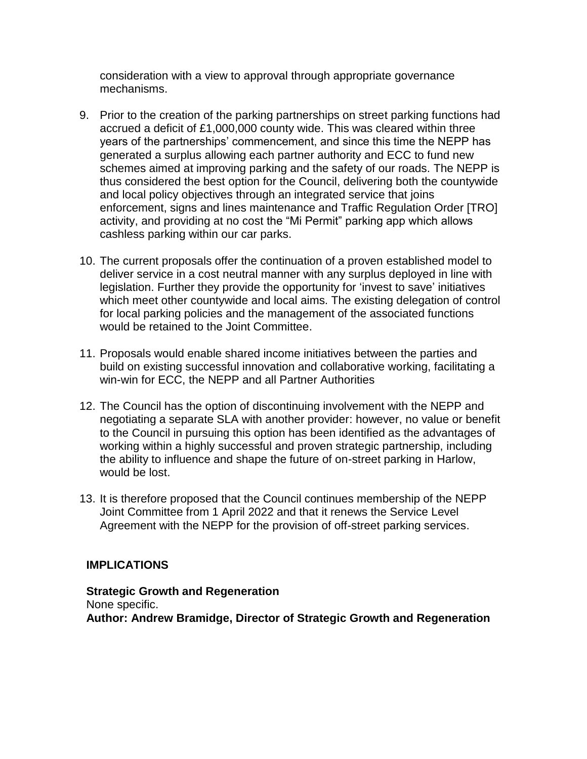consideration with a view to approval through appropriate governance mechanisms.

9. Prior to the creation of the parking partnerships on street parking functions had accrued a deficit of £1,000,000 county wide. This was cleared within three years of the partnerships' commencement, and since this time the NEPP has generated a surplus allowing each partner authority and ECC to fund new schemes aimed at improving parking and the safety of our roads. The NEPP is thus considered the best option for the Council, delivering both the countywide and local policy objectives through an integrated service that joins enforcement, signs and lines maintenance and Traffic Regulation Order [TRO] activity, and providing at no cost the "Mi Permit" parking app which allows cashless parking within our car parks.

10. The current proposals offer the continuation of a proven established model to deliver service in a cost neutral manner with any surplus deployed in line with legislation. Further they provide the opportunity for 'invest to save' initiatives which meet other countywide and local aims. The existing delegation of control for local parking policies and the management of the associated functions would be retained to the Joint Committee.

11. Proposals would enable shared income initiatives between the parties and build on existing successful innovation and collaborative working, facilitating a win-win for ECC, the NEPP and all Partner Authorities

12. The Council has the option of discontinuing involvement with the NEPP and negotiating a separate SLA with another provider: however, no value or benefit to the Council in pursuing this option has been identified as the advantages of working within a highly successful and proven strategic partnership, including the ability to influence and shape the future of on-street parking in Harlow, would be lost.

13. It is therefore proposed that the Council continues membership of the NEPP Joint Committee from 1 April 2022 and that it renews the Service Level Agreement with the NEPP for the provision of off-street parking services.

## IMPLICATIONS

**Strategic Growth and Regeneration**
None specific.
**Author: Andrew Bramidge, Director of Strategic Growth and Regeneration**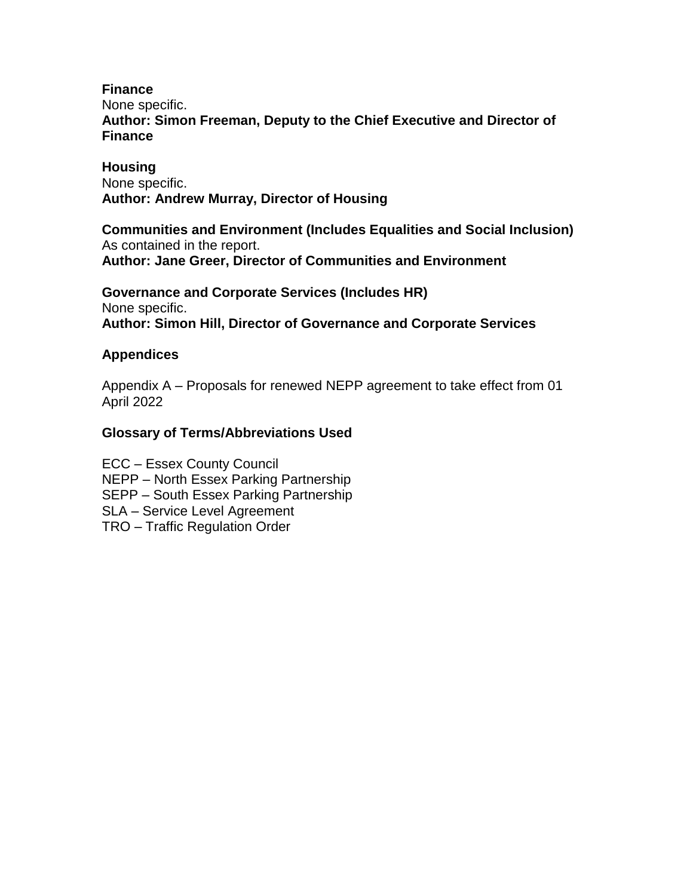**Finance**
None specific.
**Author: Simon Freeman, Deputy to the Chief Executive and Director of Finance**

**Housing**
None specific.
**Author: Andrew Murray, Director of Housing**

**Communities and Environment (Includes Equalities and Social Inclusion)**
As contained in the report.
**Author: Jane Greer, Director of Communities and Environment**

**Governance and Corporate Services (Includes HR)**
None specific.
**Author: Simon Hill, Director of Governance and Corporate Services**

**Appendices**

Appendix A – Proposals for renewed NEPP agreement to take effect from 01 April 2022

**Glossary of Terms/Abbreviations Used**

ECC – Essex County Council
NEPP – North Essex Parking Partnership
SEPP – South Essex Parking Partnership
SLA – Service Level Agreement
TRO – Traffic Regulation Order